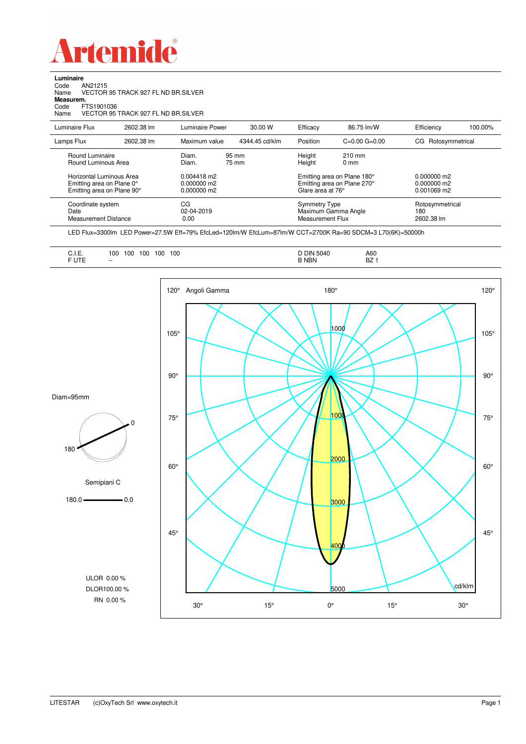# Artemide

**Luminaire**
Code AN21215
Name VECTOR 95 TRACK 927 FL ND BR.SILVER
**Measurem.**
Code FTS1901036
Name VECTOR 95 TRACK 927 FL ND BR.SILVER

| Luminaire Flux | 2602.38 lm | Luminaire Power | 30.00 W | Efficacy | 86.75 lm/W | Efficiency | 100.00% |
|---|---|---|---|---|---|---|---|
| Lamps Flux | 2602.38 lm | Maximum value | 4344.45 cd/klm | Position | C=0.00 G=0.00 | CG | Rotosymmetrical |

| | | | | |
|---|---|---|---|---|
| Round Luminaire | Diam. 95 mm | Height 210 mm | | |
| Round Luminous Area | Diam. 75 mm | Height 0 mm | | |
| Horizontal Luminous Area | 0.004418 m2 | Emitting area on Plane 180° | 0.000000 m2 | |
| Emitting area on Plane 0° | 0.000000 m2 | Emitting area on Plane 270° | 0.000000 m2 | |
| Emitting area on Plane 90° | 0.000000 m2 | Glare area at 76° | 0.001069 m2 | |
| Coordinate system | CG | Symmetry Type | Rotosymmetrical | |
| Date | 02-04-2019 | Maximum Gamma Angle | 180 | |
| Measurement Distance | 0.00 | Measurement Flux | 2602.38 lm | |

LED Flux=3300lm LED Power=27.5W Eff=79% EfcLed=120lm/W EfcLum=87lm/W CCT=2700K Ra=90 SDCM=3 L70(6K)=50000h

| | | | |
|---|---|---|---|
| C.I.E. | 100 100 100 100 100 | D DIN 5040 | A60 |
| F UTE | -- | B NBN | BZ 1 |

Diam=95mm

Semipiani C

180.0 — 0.0

ULOR 0.00 %
DLOR100.00 %
RN 0.00 %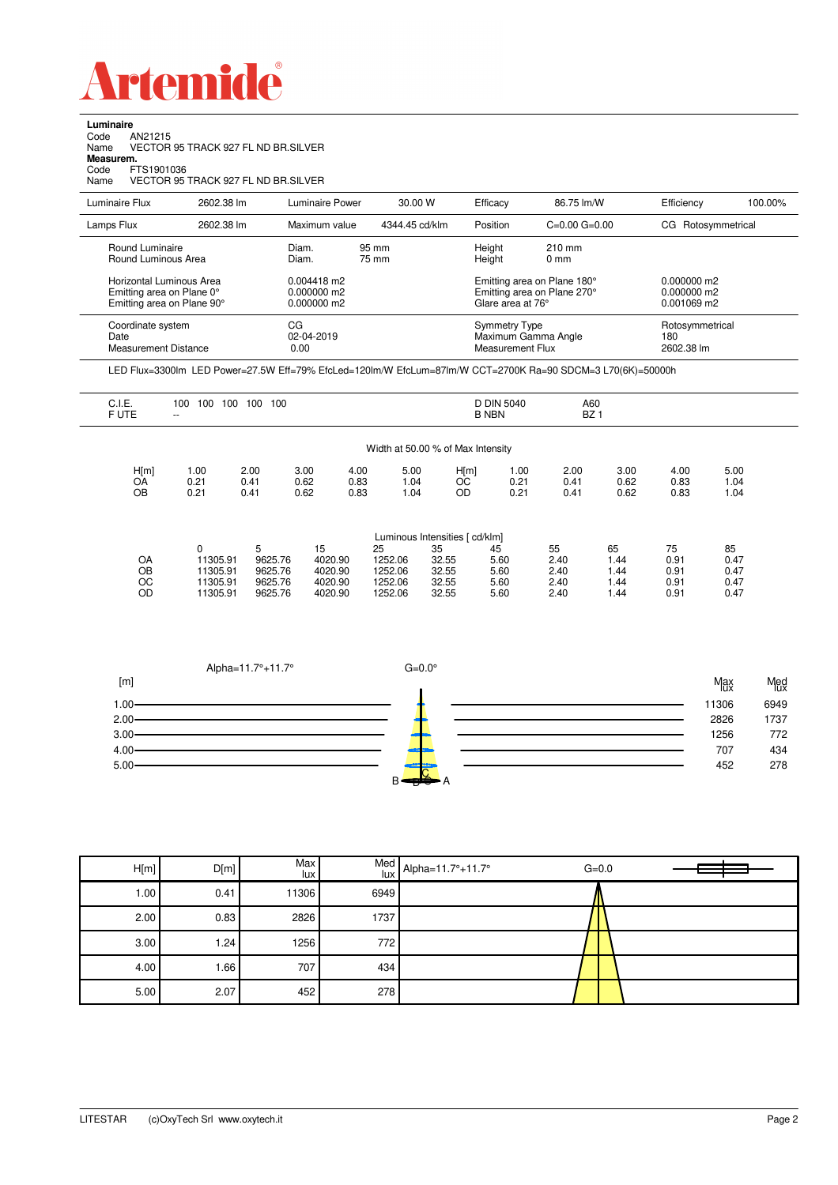# Artemide

**Luminaire**
Code AN21215
Name VECTOR 95 TRACK 927 FL ND BR.SILVER
**Measurem.**
Code FTS1901036
Name VECTOR 95 TRACK 927 FL ND BR.SILVER

| | | | | | | | |
|---|---|---|---|---|---|---|---|
| Luminaire Flux | 2602.38 lm | Luminaire Power | 30.00 W | Efficacy | 86.75 lm/W | Efficiency | 100.00% |
| Lamps Flux | 2602.38 lm | Maximum value | 4344.45 cd/klm | Position | C=0.00 G=0.00 | CG Rotosymmetrical | |

| | | | | | |
|---|---|---|---|---|---|
| Round Luminaire | Diam. | 95 mm | Height | 210 mm | |
| Round Luminous Area | Diam. | 75 mm | Height | 0 mm | |
| Horizontal Luminous Area | 0.004418 m2 | | Emitting area on Plane 180° | | 0.000000 m2 |
| Emitting area on Plane 0° | 0.000000 m2 | | Emitting area on Plane 270° | | 0.000000 m2 |
| Emitting area on Plane 90° | 0.000000 m2 | | Glare area at 76° | | 0.001069 m2 |
| Coordinate system | CG | | Symmetry Type | | Rotosymmetrical |
| Date | 02-04-2019 | | Maximum Gamma Angle | | 180 |
| Measurement Distance | 0.00 | | Measurement Flux | | 2602.38 lm |

LED Flux=3300lm LED Power=27.5W Eff=79% EfcLed=120lm/W EfcLum=87lm/W CCT=2700K Ra=90 SDCM=3 L70(6K)=50000h

| | | | |
|---|---|---|---|
| C.I.E. | 100 100 100 100 100 | D DIN 5040 | A60 |
| F UTE | -- | B NBN | BZ 1 |

Width at 50.00 % of Max Intensity

| H[m] | 1.00 | 2.00 | 3.00 | 4.00 | 5.00 | H[m] | 1.00 | 2.00 | 3.00 | 4.00 | 5.00 |
|---|---|---|---|---|---|---|---|---|---|---|---|
| OA | 0.21 | 0.41 | 0.62 | 0.83 | 1.04 | OC | 0.21 | 0.41 | 0.62 | 0.83 | 1.04 |
| OB | 0.21 | 0.41 | 0.62 | 0.83 | 1.04 | OD | 0.21 | 0.41 | 0.62 | 0.83 | 1.04 |

Luminous Intensities [ cd/klm]

| | 0 | 5 | 15 | 25 | 35 | 45 | 55 | 65 | 75 | 85 |
|---|---|---|---|---|---|---|---|---|---|---|
| OA | 11305.91 | 9625.76 | 4020.90 | 1252.06 | 32.55 | 5.60 | 2.40 | 1.44 | 0.91 | 0.47 |
| OB | 11305.91 | 9625.76 | 4020.90 | 1252.06 | 32.55 | 5.60 | 2.40 | 1.44 | 0.91 | 0.47 |
| OC | 11305.91 | 9625.76 | 4020.90 | 1252.06 | 32.55 | 5.60 | 2.40 | 1.44 | 0.91 | 0.47 |
| OD | 11305.91 | 9625.76 | 4020.90 | 1252.06 | 32.55 | 5.60 | 2.40 | 1.44 | 0.91 | 0.47 |

Alpha=11.7°+11.7°
G=0.0°
[m]
Max lux
Med lux
1.00 11306 6949
2.00 2826 1737
3.00 1256 772
4.00 707 434
5.00 452 278
B D C A

| H[m] | D[m] | Max lux | Med lux | Alpha=11.7°+11.7° G=0.0 |
|---|---|---|---|---|
| 1.00 | 0.41 | 11306 | 6949 | |
| 2.00 | 0.83 | 2826 | 1737 | |
| 3.00 | 1.24 | 1256 | 772 | |
| 4.00 | 1.66 | 707 | 434 | |
| 5.00 | 2.07 | 452 | 278 | |

LITESTAR (c)OxyTech Srl www.oxytech.it